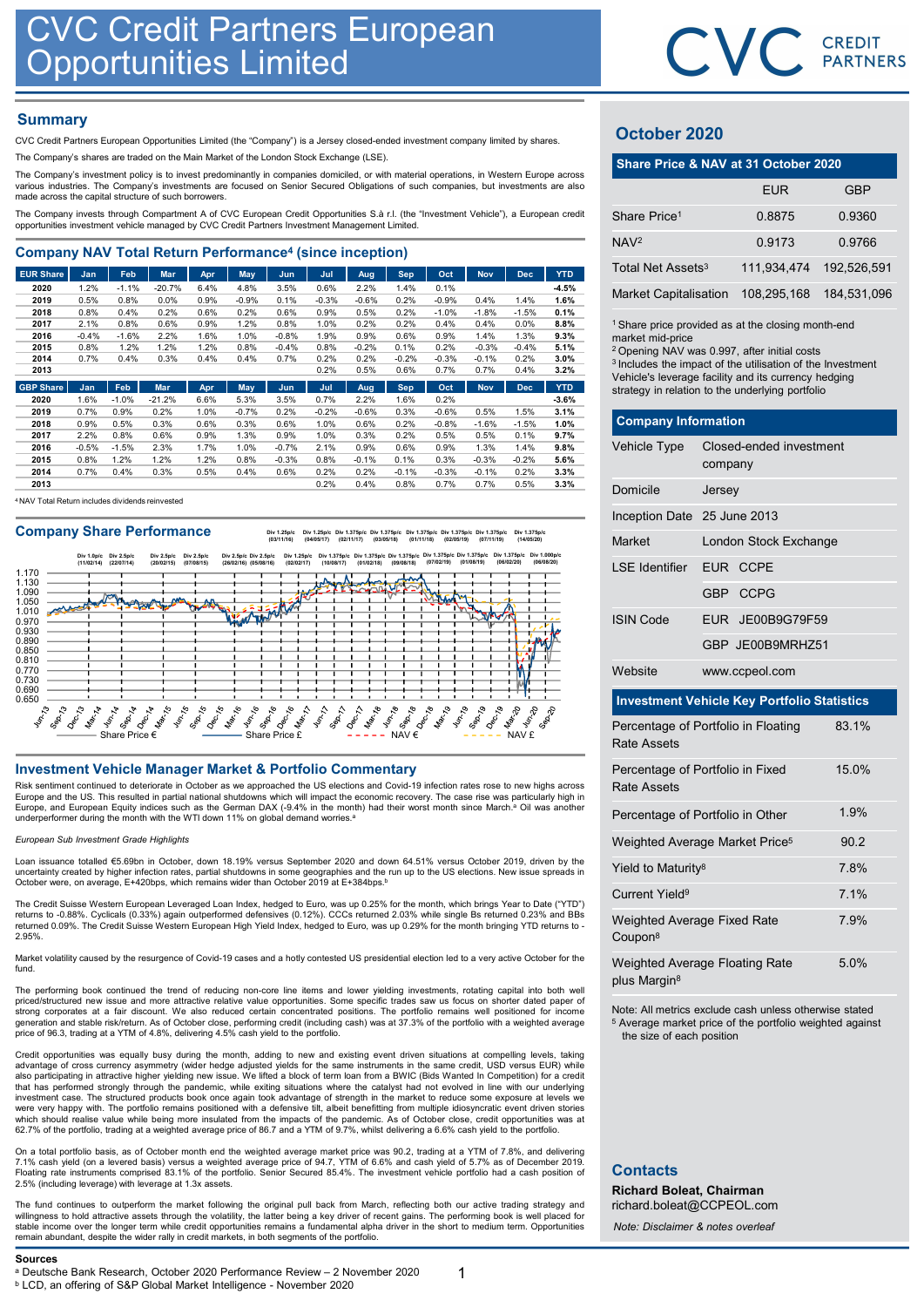# CVC Credit Partners European Opportunities Limited

## Summary

CVC Credit Partners European Opportunities Limited (the "Company") is a Jersey closed-ended investment company limited by shares.

The Company's shares are traded on the Main Market of the London Stock Exchange (LSE).

The Company's investment policy is to invest predominantly in companies domiciled, or with material operations, in Western Europe across various industries. The Company's investments are focused on Senior Secured Obligations of such companies, but investments are also made across the capital structure of such borrowers.

The Company invests through Compartment A of CVC European Credit Opportunities S.à r.l. (the "Investment Vehicle"), a European credit opportunities investment vehicle managed by CVC Credit Partners Investment Management Limited.

## Company NAV Total Return Performance[4] (since inception)

| EUR Share | Jan | Feb | Mar | Apr | May | Jun | Jul | Aug | Sep | Oct | Nov | Dec | YTD |
|---|---|---|---|---|---|---|---|---|---|---|---|---|---|
| 2020 | 1.2% | -1.1% | -20.7% | 6.4% | 4.8% | 3.5% | 0.6% | 2.2% | 1.4% | 0.1% | | | -4.5% |
| 2019 | 0.5% | 0.8% | 0.0% | 0.9% | -0.9% | 0.1% | -0.3% | -0.6% | 0.2% | -0.9% | 0.4% | 1.4% | 1.6% |
| 2018 | 0.8% | 0.4% | 0.2% | 0.6% | 0.2% | 0.6% | 0.9% | 0.5% | 0.2% | -1.0% | -1.8% | -1.5% | 0.1% |
| 2017 | 2.1% | 0.8% | 0.6% | 0.9% | 1.2% | 0.8% | 1.0% | 0.2% | 0.2% | 0.4% | 0.4% | 0.0% | 8.8% |
| 2016 | -0.4% | -1.6% | 2.2% | 1.6% | 1.0% | -0.8% | 1.9% | 0.9% | 0.6% | 0.9% | 1.4% | 1.3% | 9.3% |
| 2015 | 0.8% | 1.2% | 1.2% | 1.2% | 0.8% | -0.4% | 0.8% | -0.2% | 0.1% | 0.2% | -0.3% | -0.4% | 5.1% |
| 2014 | 0.7% | 0.4% | 0.3% | 0.4% | 0.4% | 0.7% | 0.2% | 0.2% | -0.2% | -0.3% | -0.1% | 0.2% | 3.0% |
| 2013 | | | | | | | 0.2% | 0.5% | 0.6% | 0.7% | 0.7% | 0.4% | 3.2% |

| GBP Share | Jan | Feb | Mar | Apr | May | Jun | Jul | Aug | Sep | Oct | Nov | Dec | YTD |
|---|---|---|---|---|---|---|---|---|---|---|---|---|---|
| 2020 | 1.6% | -1.0% | -21.2% | 6.6% | 5.3% | 3.5% | 0.7% | 2.2% | 1.6% | 0.2% | | | -3.6% |
| 2019 | 0.7% | 0.9% | 0.2% | 1.0% | -0.7% | 0.2% | -0.2% | -0.6% | 0.3% | -0.6% | 0.5% | 1.5% | 3.1% |
| 2018 | 0.9% | 0.5% | 0.3% | 0.6% | 0.3% | 0.6% | 1.0% | 0.6% | 0.2% | -0.8% | -1.6% | -1.5% | 1.0% |
| 2017 | 2.2% | 0.8% | 0.6% | 0.9% | 1.3% | 0.9% | 1.0% | 0.3% | 0.2% | 0.5% | 0.5% | 0.1% | 9.7% |
| 2016 | -0.5% | -1.5% | 2.3% | 1.7% | 1.0% | -0.7% | 2.1% | 0.9% | 0.6% | 0.9% | 1.3% | 1.4% | 9.8% |
| 2015 | 0.8% | 1.2% | 1.2% | 1.2% | 0.8% | -0.3% | 0.8% | -0.1% | 0.1% | 0.3% | -0.3% | -0.2% | 5.6% |
| 2014 | 0.7% | 0.4% | 0.3% | 0.5% | 0.4% | 0.6% | 0.2% | 0.2% | -0.1% | -0.3% | -0.1% | 0.2% | 3.3% |
| 2013 | | | | | | | 0.2% | 0.4% | 0.8% | 0.7% | 0.7% | 0.5% | 3.3% |

[4] NAV Total Return includes dividends reinvested

## Company Share Performance

Div 1.0p/c (11/02/14), Div 2.5p/c (22/07/14), Div 2.5p/c (20/02/15), Div 2.5p/c (07/08/15), Div 2.5p/c (26/02/16), Div 2.5p/c (05/08/16), Div 1.25p/c (03/11/16), Div 1.25p/c (02/02/17), Div 1.25p/c (04/05/17), Div 1.375p/c (10/08/17), Div 1.375p/c (02/11/17), Div 1.375p/c (01/02/18), Div 1.375p/c (03/05/18), Div 1.375p/c (09/08/18), Div 1.375p/c (01/11/18), Div 1.375p/c (07/02/19), Div 1.375p/c (02/05/19), Div 1.375p/c (01/08/19), Div 1.375p/c (07/11/19), Div 1.375p/c (06/02/20), Div 1.375p/c (14/05/20), Div 1.000p/c (06/08/20)

Share Price € — Share Price £ — NAV € — NAV £

## Investment Vehicle Manager Market & Portfolio Commentary

Risk sentiment continued to deteriorate in October as we approached the US elections and Covid-19 infection rates rose to new highs across Europe and the US. This resulted in partial national shutdowns which will impact the economic recovery. The case rise was particularly high in Europe, and European Equity indices such as the German DAX (-9.4% in the month) had their worst month since March.[a] Oil was another underperformer during the month with the WTI down 11% on global demand worries.[a]

*European Sub Investment Grade Highlights*

Loan issuance totalled €5.69bn in October, down 18.19% versus September 2020 and down 64.51% versus October 2019, driven by the uncertainty created by higher infection rates, partial shutdowns in some geographies and the run up to the US elections. New issue spreads in October were, on average, E+420bps, which remains wider than October 2019 at E+384bps.[b]

The Credit Suisse Western Leveraged Loan Index, hedged to Euro, was up 0.25% for the month, which brings Year to Date ("YTD") returns to -0.88%. Cyclicals (0.33%) again outperformed defensives (0.12%). CCCs returned 2.03% while single Bs returned 0.23% and BBs returned 0.09%. The Credit Suisse Western European High Yield Index, hedged to Euro, was up 0.29% for the month bringing YTD returns to -2.95%.

Market volatility caused by the resurgence of Covid-19 cases and a hotly contested US presidential election led to a very active October for the fund.

The performing book continued the trend of reducing non-core line items and lower yielding investments, rotating capital into both well priced/structured new issue and more attractive relative value opportunities. Some specific trades saw us focus on shorter dated paper of strong corporates at a fair discount. We also reduced certain concentrated positions. The portfolio remains well positioned for income generation and stable risk/return. As of October close, performing credit (including cash) was at 37.3% of the portfolio with a weighted average price of 96.3, trading at a YTM of 4.8%, delivering 4.5% cash yield to the portfolio.

Credit opportunities was equally busy during the month, adding to new and existing event driven situations at compelling levels, taking advantage of cross currency asymmetry (wider hedge adjusted yields for the same instruments in the same credit, USD versus EUR) while also participating in attractive higher yielding new issue. We lifted a block of term loan from a BWIC (Bids Wanted In Competition) for a credit that has performed strongly through the pandemic, while exiting situations where the catalyst had not evolved in line with our underlying investment case. The structured products book once again took advantage of strength in the market to reduce some exposure at levels we were very happy with. The portfolio remains positioned with a defensive tilt, albeit benefitting from multiple idiosyncratic event driven stories which should realise value while being more insulated from the impacts of the pandemic. As of October close, credit opportunities was at 62.7% of the portfolio, trading at a weighted average price of 86.7 and a YTM of 9.7%, whilst delivering a 6.6% cash yield to the portfolio.

On a total portfolio basis, as of October month end the weighted average market price was 90.2, trading at a YTM of 7.8%, and delivering 7.1% cash yield (on a levered basis) versus a weighted average price of 94.7, YTM of 6.6% and cash yield of 5.7% as of December 2019. Floating rate instruments comprised 83.1% of the portfolio. Senior Secured 85.4%. The investment vehicle portfolio had a cash position of 2.5% (including leverage) with leverage at 1.3x assets.

The fund continues to outperform the market following the original pull back from March, reflecting both our active trading strategy and willingness to hold attractive assets through the volatility, the latter being a key driver of recent gains. The performing book is well placed for stable income over the longer term while credit opportunities remains a fundamental alpha driver in the short to medium term. Opportunities remain abundant, despite the wider rally in credit markets, in both segments of the portfolio.

**Sources**

[a] Deutsche Bank Research, October 2020 Performance Review – 2 November 2020
[b] LCD, an offering of S&P Global Market Intelligence - November 2020

## October 2020

### Share Price & NAV at 31 October 2020

| | EUR | GBP |
|---|---|---|
| Share Price[1] | 0.8875 | 0.9360 |
| NAV[2] | 0.9173 | 0.9766 |
| Total Net Assets[3] | 111,934,474 | 192,526,591 |
| Market Capitalisation | 108,295,168 | 184,531,096 |

[1] Share price provided as at the closing month-end market mid-price
[2] Opening NAV was 0.997, after initial costs
[3] Includes the impact of the utilisation of the Investment Vehicle's leverage facility and its currency hedging strategy in relation to the underlying portfolio

### Company Information

| | |
|---|---|
| Vehicle Type | Closed-ended investment company |
| Domicile | Jersey |
| Inception Date | 25 June 2013 |
| Market | London Stock Exchange |
| LSE Identifier | EUR CCPE |
| | GBP CCPG |
| ISIN Code | EUR JE00B9G79F59 |
| | GBP JE00B9MRHZ51 |
| Website | www.ccpeol.com |

### Investment Vehicle Key Portfolio Statistics

| | |
|---|---|
| Percentage of Portfolio in Floating Rate Assets | 83.1% |
| Percentage of Portfolio in Fixed Rate Assets | 15.0% |
| Percentage of Portfolio in Other | 1.9% |
| Weighted Average Market Price[5] | 90.2 |
| Yield to Maturity[8] | 7.8% |
| Current Yield[9] | 7.1% |
| Weighted Average Fixed Rate Coupon[8] | 7.9% |
| Weighted Average Floating Rate plus Margin[8] | 5.0% |

Note: All metrics exclude cash unless otherwise stated
[5] Average market price of the portfolio weighted against the size of each position

## Contacts

**Richard Boleat, Chairman**
richard.boleat@CCPEOL.com

*Note: Disclaimer & notes overleaf*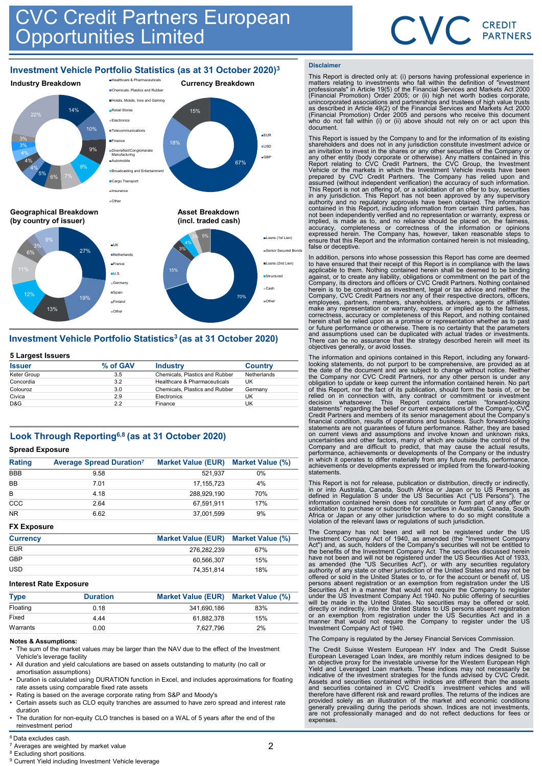# CVC Credit Partners European Opportunities Limited

CVC CREDIT PARTNERS

## Investment Vehicle Portfolio Statistics (as at 31 October 2020)[3]

### Industry Breakdown

14%
10%
9%
9%
7%
6%
5%
4%
4%
4%
3%
3%
22%

Healthcare & Pharmaceuticals
Chemicals, Plastics and Rubber
Hotels, Motels, Inns and Gaming
Retail Stores
Electronics
Telecommunications
Finance
Diversified/Conglomerate Manufacturing
Automobile
Broadcasting and Entertainment
Cargo Transport
Insurance
Other

### Currency Breakdown

67%
18%
15%

EUR
USD
GBP

### Geographical Breakdown (by country of issuer)

27%
19%
13%
12%
11%
6%
3%
9%

UK
Netherlands
France
U.S.
Germany
Spain
Finland
Other

### Asset Breakdown (incl. traded cash)

70%
15%
3%
4%
3%
5%

Loans (1st Lien)
Senior Secured Bonds
Loans (2nd Lien)
Structured
Cash
Other

## Investment Vehicle Portfolio Statistics[3] (as at 31 October 2020)

### 5 Largest Issuers

| Issuer | % of GAV | Industry | Country |
|---|---|---|---|
| Keter Group | 3.5 | Chemicals, Plastics and Rubber | Netherlands |
| Concordia | 3.2 | Healthcare & Pharmaceuticals | UK |
| Colouroz | 3.0 | Chemicals, Plastics and Rubber | Germany |
| Civica | 2.9 | Electronics | UK |
| D&G | 2.2 | Finance | UK |

## Look Through Reporting[6,8] (as at 31 October 2020)

### Spread Exposure

| Rating | Average Spread Duration[7] | Market Value (EUR) | Market Value (%) |
|---|---|---|---|
| BBB | 9.58 | 521,937 | 0% |
| BB | 7.01 | 17,155,723 | 4% |
| B | 4.18 | 288,929,190 | 70% |
| CCC | 2.64 | 67,591,911 | 17% |
| NR | 6.62 | 37,001,599 | 9% |

### FX Exposure

| Currency | Market Value (EUR) | Market Value (%) |
|---|---|---|
| EUR | 276,282,239 | 67% |
| GBP | 60,566,307 | 15% |
| USD | 74,351,814 | 18% |

### Interest Rate Exposure

| Type | Duration | Market Value (EUR) | Market Value (%) |
|---|---|---|---|
| Floating | 0.18 | 341,690,186 | 83% |
| Fixed | 4.44 | 61,882,378 | 15% |
| Warrants | 0.00 | 7,627,796 | 2% |

**Notes & Assumptions:**

- The sum of the market values may be larger than the NAV due to the effect of the Investment Vehicle's leverage facility
- All duration and yield calculations are based on assets outstanding to maturity (no call or amortisation assumptions)
- Duration is calculated using DURATION function in Excel, and includes approximations for floating rate assets using comparable fixed rate assets
- Rating is based on the average corporate rating from S&P and Moody's
- Certain assets such as CLO equity tranches are assumed to have zero spread and interest rate duration
- The duration for non-equity CLO tranches is based on a WAL of 5 years after the end of the reinvestment period

### Disclaimer

This Report is directed only at: (i) persons having professional experience in matters relating to investments who fall within the definition of "investment professionals" in Article 19(5) of the Financial Services and Markets Act 2000 (Financial Promotion) Order 2005; or (ii) high net worth bodies corporate, unincorporated associations and partnerships and trustees of high value trusts as described in Article 49(2) of the Financial Services and Markets Act 2000 (Financial Promotion) Order 2005 and persons who receive this document who do not fall within (i) or (ii) above should not rely on or act upon this document.

This Report is issued by the Company to and for the information of its existing shareholders and does not in any jurisdiction constitute investment advice or an invitation to invest in the shares or any other securities of the Company or any other entity (body corporate or otherwise). Any matters contained in this Report relating to CVC Credit Partners, the CVC Group, the Investment Vehicle or the markets in which the Investment Vehicle invests have been prepared by CVC Credit Partners. The Company has relied upon and assumed (without independent verification) the accuracy of such information. This Report is not an offering of, or a solicitation of an offer to buy, securities in any jurisdiction. This Report has not been approved by any supervisory authority and no regulatory approvals has been obtained. The information contained in this Report, including information from certain third parties, has not been independently verified and no representation or warranty, express or implied, is made as to, and no reliance should be placed on, the fairness, accuracy, completeness or correctness of the information or opinions expressed herein. The Company has, however, taken reasonable steps to ensure that this Report and the information contained herein is not misleading, false or deceptive.

In addition, persons into whose possession this Report has come are deemed to have ensured that their receipt of this Report is in compliance with the laws applicable to them. Nothing contained herein shall be deemed to be binding against, or to create any liability, obligations or commitment on the part of the Company, its directors and officers or CVC Credit Partners. Nothing contained herein is to be construed as investment, legal or tax advice and neither the Company, CVC Credit Partners nor any of their respective directors, officers, employees, partners, members, shareholders, advisers, agents or affiliates make any representation or warranty, express or implied as to the fairness, correctness, accuracy or completeness of this Report, and nothing contained herein shall be relied upon as a promise or representation whether as to past or future performance or otherwise. There is no certainty that the parameters and assumptions used can be duplicated with actual trades or investments. There can be no assurance that the strategy described herein will meet its objectives generally, or avoid losses.

The information and opinions contained in this Report, including any forward-looking statements, do not purport to be comprehensive, are provided as at the date of the document and are subject to change without notice. Neither the Company nor CVC Credit Partners, nor any other person is under any obligation to update or keep current the information contained herein. No part of this Report, nor the fact of its publication, should form the basis of, or be relied on in connection with, any contract or commitment or investment decision whatsoever. This Report contains certain "forward-looking statements" regarding the belief or current expectations of the Company, CVC Credit Partners and members of its senior management about the Company's financial condition, results of operations and business. Such forward-looking statements are not guarantees of future performance. Rather, they are based on current views and assumptions and involve known and unknown risks, uncertainties and other factors, many of which are outside the control of the Company and are difficult to predict, that may cause the actual results, performance, achievements or developments of the Company or the industry in which it operates to differ materially from any future results, performance, achievements or developments expressed or implied from the forward-looking statements.

This Report is not for release, publication or distribution, directly or indirectly, in or into Australia, Canada, South Africa or Japan or to US Persons as defined in Regulation S under the US Securities Act ("US Persons"). The information contained herein does not constitute or form part of any offer or solicitation to purchase or subscribe for securities in Australia, Canada, South Africa or Japan or any other jurisdiction where to do so might constitute a violation of the relevant laws or regulations of such jurisdiction.

The Company has not been and will not be registered under the US Investment Company Act of 1940, as amended (the "Investment Company Act") and, as such, holders of the Company's securities will not be entitled to the benefits of the Investment Company Act. The securities discussed herein have not been and will not be registered under the US Securities Act of 1933, as amended (the "US Securities Act"), or with any securities regulatory authority of any state or other jurisdiction of the United States and may not be offered or sold in the United States or to, or for the account or benefit of, US persons absent registration or an exemption from registration under the US Securities Act in a manner that would not require the Company to register under the US Investment Company Act 1940. No public offering of securities will be made in the United States. No securities may be offered or sold, directly or indirectly, into the United States to US persons absent registration or an exemption from registration under the US Securities Act and in a manner that would not require the Company to register under the US Investment Company Act of 1940.

The Company is regulated by the Jersey Financial Services Commission.

The Credit Suisse Western European HY Index and The Credit Suisse European Leveraged Loan Index, are monthly return indices designed to be an objective proxy for the investable universe for the Western European High Yield and Leveraged Loan markets. These indices may not necessarily be indicative of the investment strategies for the funds advised by CVC Credit. Assets and securities contained within indices are different than the assets and securities contained in CVC Credit's investment vehicles and will therefore have different risk and reward profiles. The returns of the indices are provided solely as an illustration of the market and economic conditions generally prevailing during the periods shown. Indices are not investments, are not professionally managed and do not reflect deductions for fees or expenses.

---

[6] Data excludes cash.
[7] Averages are weighted by market value
[8] Excluding short positions.
[9] Current Yield including Investment Vehicle leverage